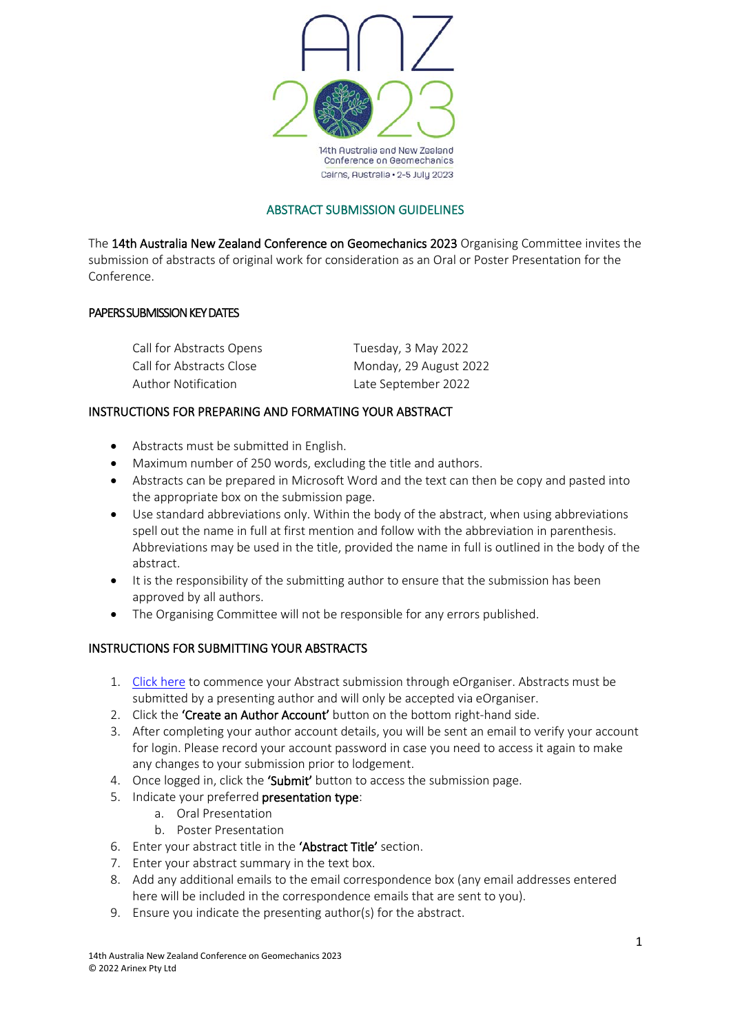ANZ 2023

14th Australia and New Zealand Conference on Geomechanics

Cairns, Australia • 2-5 July 2023

## ABSTRACT SUBMISSION GUIDELINES

The 14th Australia New Zealand Conference on Geomechanics 2023 Organising Committee invites the submission of abstracts of original work for consideration as an Oral or Poster Presentation for the Conference.

### PAPERS SUBMISSION KEY DATES

| | |
|---|---|
| Call for Abstracts Opens | Tuesday, 3 May 2022 |
| Call for Abstracts Close | Monday, 29 August 2022 |
| Author Notification | Late September 2022 |

### INSTRUCTIONS FOR PREPARING AND FORMATING YOUR ABSTRACT

- Abstracts must be submitted in English.
- Maximum number of 250 words, excluding the title and authors.
- Abstracts can be prepared in Microsoft Word and the text can then be copy and pasted into the appropriate box on the submission page.
- Use standard abbreviations only. Within the body of the abstract, when using abbreviations spell out the name in full at first mention and follow with the abbreviation in parenthesis. Abbreviations may be used in the title, provided the name in full is outlined in the body of the abstract.
- It is the responsibility of the submitting author to ensure that the submission has been approved by all authors.
- The Organising Committee will not be responsible for any errors published.

### INSTRUCTIONS FOR SUBMITTING YOUR ABSTRACTS

1. Click here to commence your Abstract submission through eOrganiser. Abstracts must be submitted by a presenting author and will only be accepted via eOrganiser.
2. Click the **'Create an Author Account'** button on the bottom right-hand side.
3. After completing your author account details, you will be sent an email to verify your account for login. Please record your account password in case you need to access it again to make any changes to your submission prior to lodgement.
4. Once logged in, click the **'Submit'** button to access the submission page.
5. Indicate your preferred **presentation type**:
   a. Oral Presentation
   b. Poster Presentation
6. Enter your abstract title in the **'Abstract Title'** section.
7. Enter your abstract summary in the text box.
8. Add any additional emails to the email correspondence box (any email addresses entered here will be included in the correspondence emails that are sent to you).
9. Ensure you indicate the presenting author(s) for the abstract.

14th Australia New Zealand Conference on Geomechanics 2023
© 2022 Arinex Pty Ltd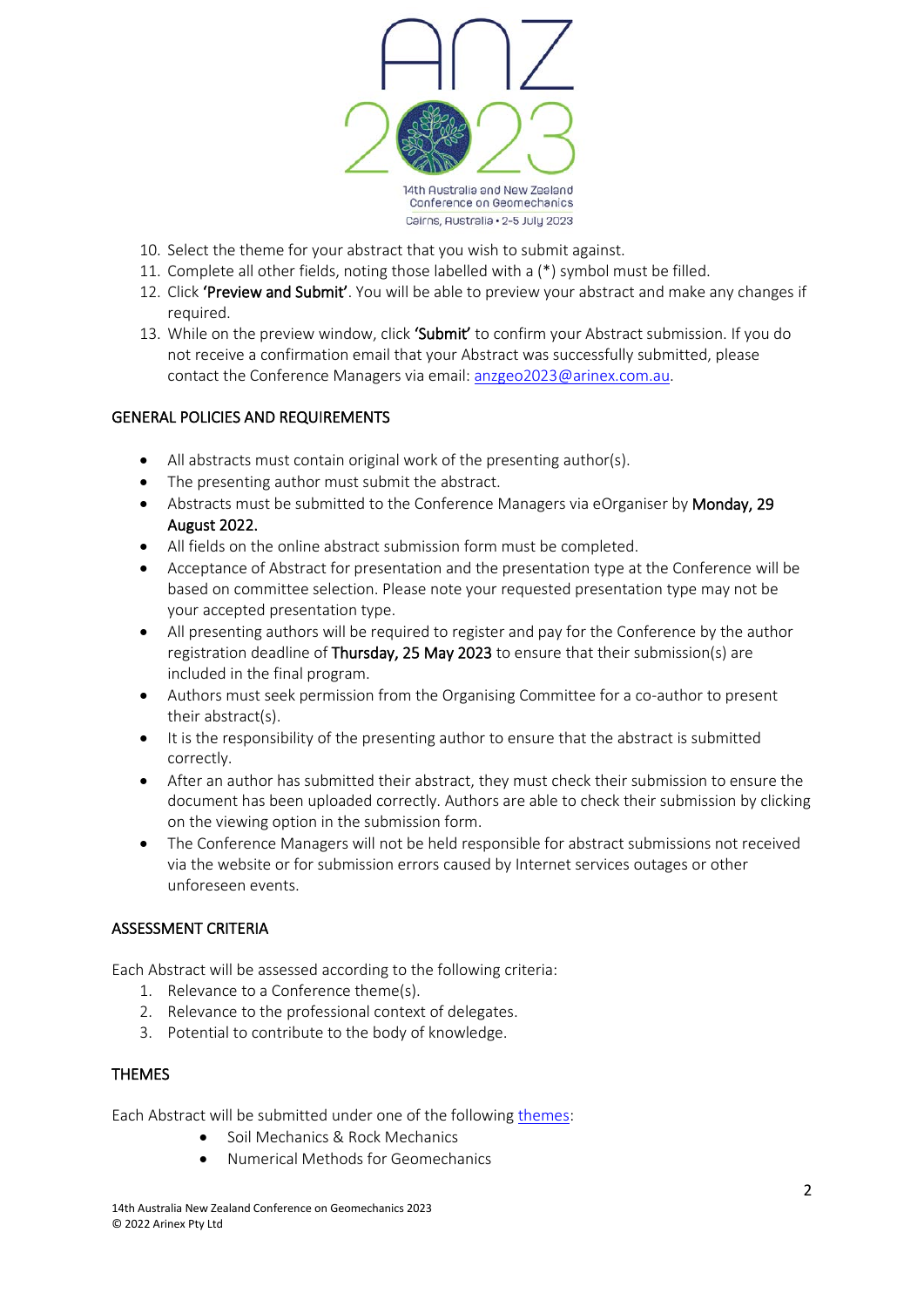10. Select the theme for your abstract that you wish to submit against.
11. Complete all other fields, noting those labelled with a (*) symbol must be filled.
12. Click **'Preview and Submit'**. You will be able to preview your abstract and make any changes if required.
13. While on the preview window, click **'Submit'** to confirm your Abstract submission. If you do not receive a confirmation email that your Abstract was successfully submitted, please contact the Conference Managers via email: anzgeo2023@arinex.com.au.

## GENERAL POLICIES AND REQUIREMENTS

- All abstracts must contain original work of the presenting author(s).
- The presenting author must submit the abstract.
- Abstracts must be submitted to the Conference Managers via eOrganiser by **Monday, 29 August 2022.**
- All fields on the online abstract submission form must be completed.
- Acceptance of Abstract for presentation and the presentation type at the Conference will be based on committee selection. Please note your requested presentation type may not be your accepted presentation type.
- All presenting authors will be required to register and pay for the Conference by the author registration deadline of **Thursday, 25 May 2023** to ensure that their submission(s) are included in the final program.
- Authors must seek permission from the Organising Committee for a co-author to present their abstract(s).
- It is the responsibility of the presenting author to ensure that the abstract is submitted correctly.
- After an author has submitted their abstract, they must check their submission to ensure the document has been uploaded correctly. Authors are able to check their submission by clicking on the viewing option in the submission form.
- The Conference Managers will not be held responsible for abstract submissions not received via the website or for submission errors caused by Internet services outages or other unforeseen events.

## ASSESSMENT CRITERIA

Each Abstract will be assessed according to the following criteria:

1. Relevance to a Conference theme(s).
2. Relevance to the professional context of delegates.
3. Potential to contribute to the body of knowledge.

## THEMES

Each Abstract will be submitted under one of the following themes:

- Soil Mechanics & Rock Mechanics
- Numerical Methods for Geomechanics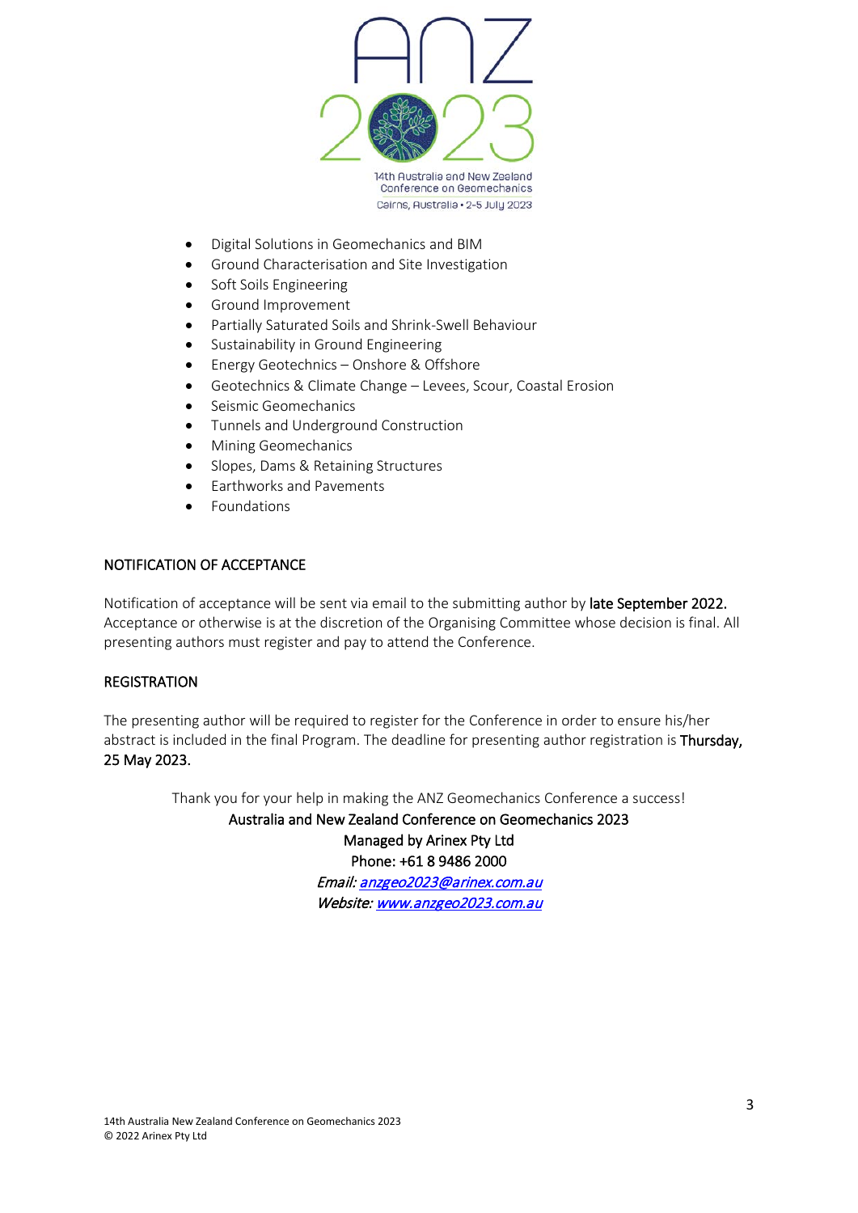- Digital Solutions in Geomechanics and BIM
- Ground Characterisation and Site Investigation
- Soft Soils Engineering
- Ground Improvement
- Partially Saturated Soils and Shrink-Swell Behaviour
- Sustainability in Ground Engineering
- Energy Geotechnics – Onshore & Offshore
- Geotechnics & Climate Change – Levees, Scour, Coastal Erosion
- Seismic Geomechanics
- Tunnels and Underground Construction
- Mining Geomechanics
- Slopes, Dams & Retaining Structures
- Earthworks and Pavements
- Foundations

## NOTIFICATION OF ACCEPTANCE

Notification of acceptance will be sent via email to the submitting author by **late September 2022.** Acceptance or otherwise is at the discretion of the Organising Committee whose decision is final. All presenting authors must register and pay to attend the Conference.

## REGISTRATION

The presenting author will be required to register for the Conference in order to ensure his/her abstract is included in the final Program. The deadline for presenting author registration is **Thursday, 25 May 2023.**

Thank you for your help in making the ANZ Geomechanics Conference a success!

**Australia and New Zealand Conference on Geomechanics 2023**

**Managed by Arinex Pty Ltd**

**Phone: +61 8 9486 2000**

***Email: anzgeo2023@arinex.com.au***

***Website: www.anzgeo2023.com.au***